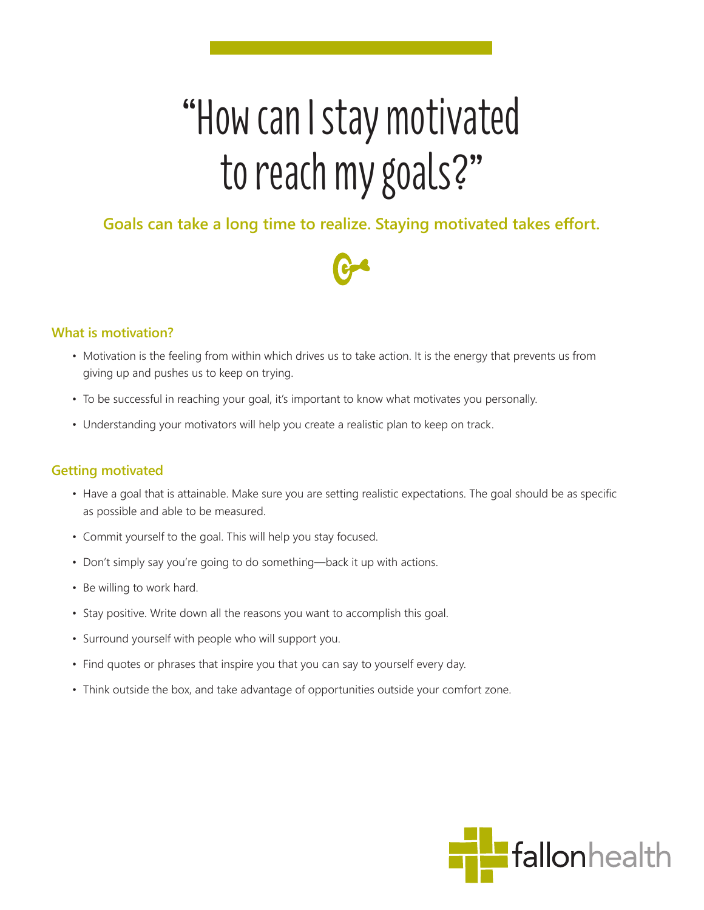# "How can I stay motivated to reach my goals?"

**Goals can take a long time to realize. Staying motivated takes effort.**

## What is motivation?

- Motivation is the feeling from within which drives us to take action. It is the energy that prevents us from giving up and pushes us to keep on trying.
- To be successful in reaching your goal, it's important to know what motivates you personally.
- Understanding your motivators will help you create a realistic plan to keep on track.

## Getting motivated

- Have a goal that is attainable. Make sure you are setting realistic expectations. The goal should be as specific as possible and able to be measured.
- Commit yourself to the goal. This will help you stay focused.
- Don't simply say you're going to do something—back it up with actions.
- Be willing to work hard.
- Stay positive. Write down all the reasons you want to accomplish this goal.
- Surround yourself with people who will support you.
- Find quotes or phrases that inspire you that you can say to yourself every day.
- Think outside the box, and take advantage of opportunities outside your comfort zone.

fallonhealth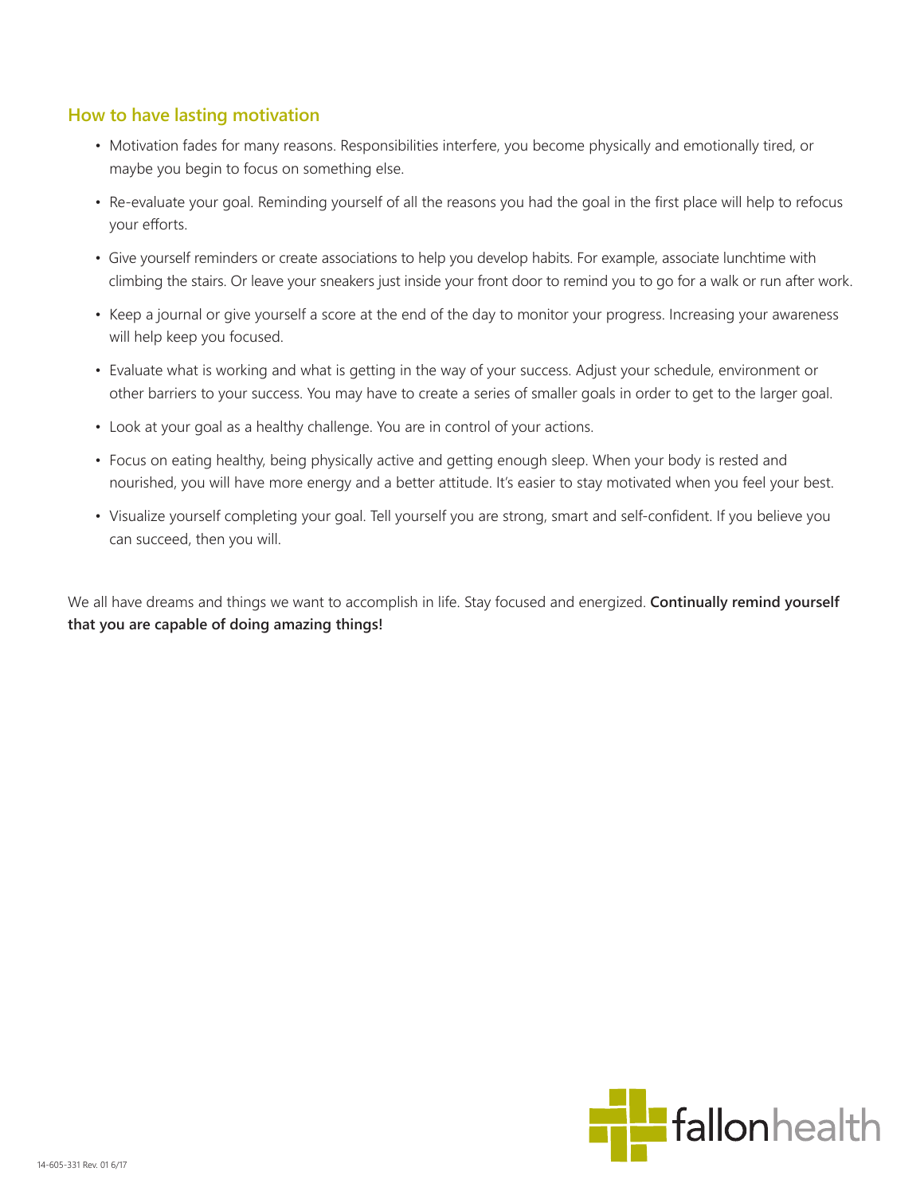## How to have lasting motivation

- Motivation fades for many reasons. Responsibilities interfere, you become physically and emotionally tired, or maybe you begin to focus on something else.
- Re-evaluate your goal. Reminding yourself of all the reasons you had the goal in the first place will help to refocus your efforts.
- Give yourself reminders or create associations to help you develop habits. For example, associate lunchtime with climbing the stairs. Or leave your sneakers just inside your front door to remind you to go for a walk or run after work.
- Keep a journal or give yourself a score at the end of the day to monitor your progress. Increasing your awareness will help keep you focused.
- Evaluate what is working and what is getting in the way of your success. Adjust your schedule, environment or other barriers to your success. You may have to create a series of smaller goals in order to get to the larger goal.
- Look at your goal as a healthy challenge. You are in control of your actions.
- Focus on eating healthy, being physically active and getting enough sleep. When your body is rested and nourished, you will have more energy and a better attitude. It's easier to stay motivated when you feel your best.
- Visualize yourself completing your goal. Tell yourself you are strong, smart and self-confident. If you believe you can succeed, then you will.

We all have dreams and things we want to accomplish in life. Stay focused and energized. **Continually remind yourself that you are capable of doing amazing things!**

fallonhealth

14-605-331 Rev. 01 6/17